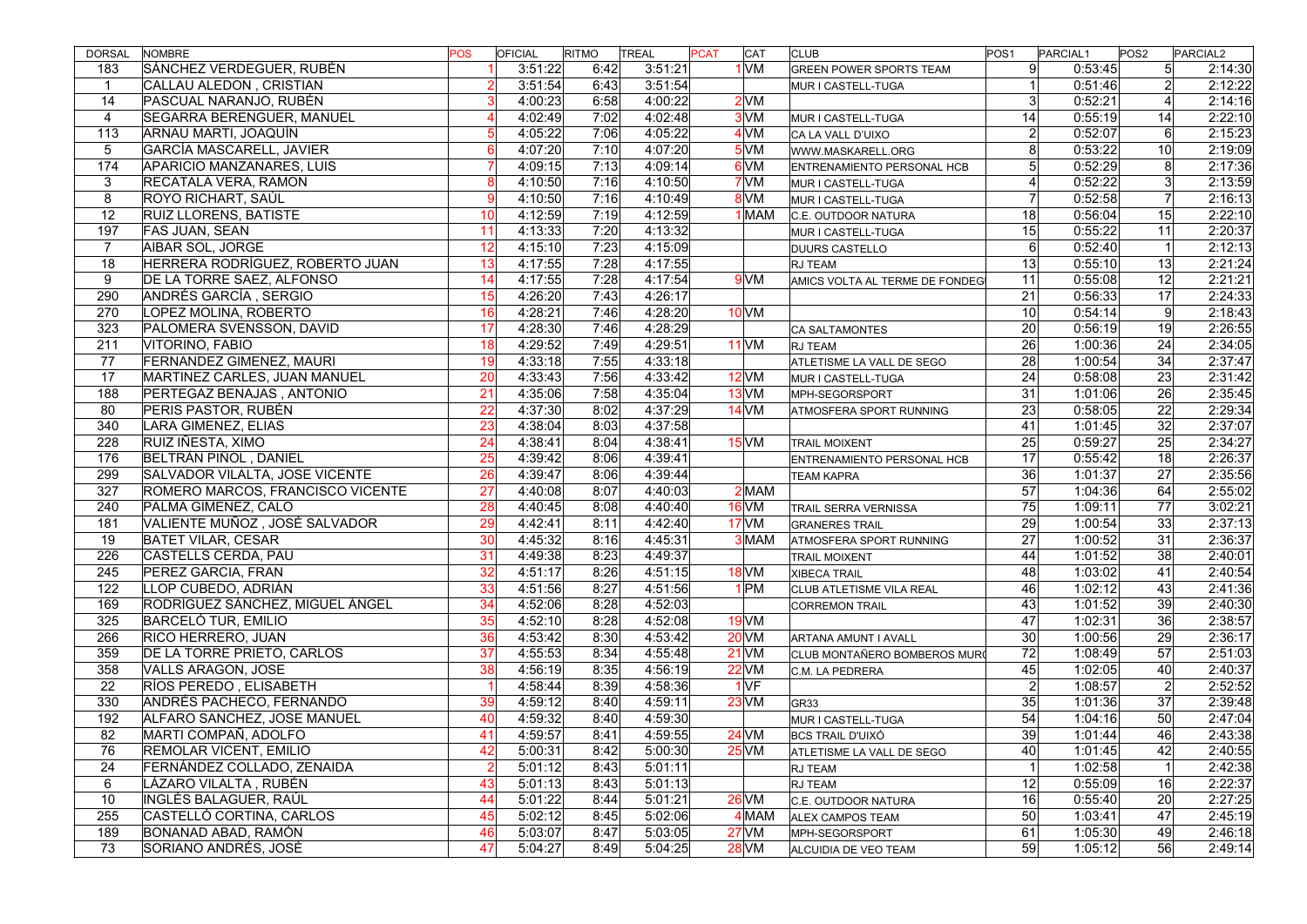| DORSAL | NOMBRE | POS | OFICIAL | RITMO | TREAL | PCAT | CAT | CLUB | POS1 | PARCIAL1 | POS2 | PARCIAL2 |
|---|---|---|---|---|---|---|---|---|---|---|---|---|
| 183 | SÁNCHEZ VERDEGUER, RUBÉN | 1 | 3:51:22 | 6:42 | 3:51:21 | 1 | VM | GREEN POWER SPORTS TEAM | 9 | 0:53:45 | 5 | 2:14:30 |
| 1 | CALLAU ALEDON , CRISTIAN | 2 | 3:51:54 | 6:43 | 3:51:54 | | | MUR I CASTELL-TUGA | 1 | 0:51:46 | 2 | 2:12:22 |
| 14 | PASCUAL NARANJO, RUBÉN | 3 | 4:00:23 | 6:58 | 4:00:22 | 2 | VM | | 3 | 0:52:21 | 4 | 2:14:16 |
| 4 | SEGARRA BERENGUER, MANUEL | 4 | 4:02:49 | 7:02 | 4:02:48 | 3 | VM | MUR I CASTELL-TUGA | 14 | 0:55:19 | 14 | 2:22:10 |
| 113 | ARNAU MARTI, JOAQUÍN | 5 | 4:05:22 | 7:06 | 4:05:22 | 4 | VM | CA LA VALL D'UIXO | 2 | 0:52:07 | 6 | 2:15:23 |
| 5 | GARCÍA MASCARELL, JAVIER | 6 | 4:07:20 | 7:10 | 4:07:20 | 5 | VM | WWW.MASKARELL.ORG | 8 | 0:53:22 | 10 | 2:19:09 |
| 174 | APARICIO MANZANARES, LUIS | 7 | 4:09:15 | 7:13 | 4:09:14 | 6 | VM | ENTRENAMIENTO PERSONAL HCB | 5 | 0:52:29 | 8 | 2:17:36 |
| 3 | RECATALA VERA, RAMON | 8 | 4:10:50 | 7:16 | 4:10:50 | 7 | VM | MUR I CASTELL-TUGA | 4 | 0:52:22 | 3 | 2:13:59 |
| 8 | ROYO RICHART, SAÚL | 9 | 4:10:50 | 7:16 | 4:10:49 | 8 | VM | MUR I CASTELL-TUGA | 7 | 0:52:58 | 7 | 2:16:13 |
| 12 | RUIZ LLORENS, BATISTE | 10 | 4:12:59 | 7:19 | 4:12:59 | 1 | MAM | C.E. OUTDOOR NATURA | 18 | 0:56:04 | 15 | 2:22:10 |
| 197 | FAS JUAN, SEAN | 11 | 4:13:33 | 7:20 | 4:13:32 | | | MUR I CASTELL-TUGA | 15 | 0:55:22 | 11 | 2:20:37 |
| 7 | AIBAR SOL, JORGE | 12 | 4:15:10 | 7:23 | 4:15:09 | | | DUURS CASTELLO | 6 | 0:52:40 | 1 | 2:12:13 |
| 18 | HERRERA RODRÍGUEZ, ROBERTO JUAN | 13 | 4:17:55 | 7:28 | 4:17:55 | | | RJ TEAM | 13 | 0:55:10 | 13 | 2:21:24 |
| 9 | DE LA TORRE SAEZ, ALFONSO | 14 | 4:17:55 | 7:28 | 4:17:54 | 9 | VM | AMICS VOLTA AL TERME DE FONDEG | 11 | 0:55:08 | 12 | 2:21:21 |
| 290 | ANDRÉS GARCÍA , SERGIO | 15 | 4:26:20 | 7:43 | 4:26:17 | | | | 21 | 0:56:33 | 17 | 2:24:33 |
| 270 | LOPEZ MOLINA, ROBERTO | 16 | 4:28:21 | 7:46 | 4:28:20 | 10 | VM | | 10 | 0:54:14 | 9 | 2:18:43 |
| 323 | PALOMERA SVENSSON, DAVID | 17 | 4:28:30 | 7:46 | 4:28:29 | | | CA SALTAMONTES | 20 | 0:56:19 | 19 | 2:26:55 |
| 211 | VITORINO, FABIO | 18 | 4:29:52 | 7:49 | 4:29:51 | 11 | VM | RJ TEAM | 26 | 1:00:36 | 24 | 2:34:05 |
| 77 | FERNANDEZ GIMENEZ, MAURI | 19 | 4:33:18 | 7:55 | 4:33:18 | | | ATLETISME LA VALL DE SEGO | 28 | 1:00:54 | 34 | 2:37:47 |
| 17 | MARTINEZ CARLES, JUAN MANUEL | 20 | 4:33:43 | 7:56 | 4:33:42 | 12 | VM | MUR I CASTELL-TUGA | 24 | 0:58:08 | 23 | 2:31:42 |
| 188 | PERTEGAZ BENAJAS , ANTONIO | 21 | 4:35:06 | 7:58 | 4:35:04 | 13 | VM | MPH-SEGORSPORT | 31 | 1:01:06 | 26 | 2:35:45 |
| 80 | PERIS PASTOR, RUBÉN | 22 | 4:37:30 | 8:02 | 4:37:29 | 14 | VM | ATMOSFERA SPORT RUNNING | 23 | 0:58:05 | 22 | 2:29:34 |
| 340 | LARA GIMENEZ, ELIAS | 23 | 4:38:04 | 8:03 | 4:37:58 | | | | 41 | 1:01:45 | 32 | 2:37:07 |
| 228 | RUIZ IÑESTA, XIMO | 24 | 4:38:41 | 8:04 | 4:38:41 | 15 | VM | TRAIL MOIXENT | 25 | 0:59:27 | 25 | 2:34:27 |
| 176 | BELTRÁN PIÑOL , DANIEL | 25 | 4:39:42 | 8:06 | 4:39:41 | | | ENTRENAMIENTO PERSONAL HCB | 17 | 0:55:42 | 18 | 2:26:37 |
| 299 | SALVADOR VILALTA, JOSE VICENTE | 26 | 4:39:47 | 8:06 | 4:39:44 | | | TEAM KAPRA | 36 | 1:01:37 | 27 | 2:35:56 |
| 327 | ROMERO MARCOS, FRANCISCO VICENTE | 27 | 4:40:08 | 8:07 | 4:40:03 | 2 | MAM | | 57 | 1:04:36 | 64 | 2:55:02 |
| 240 | PALMA GIMENEZ, CALO | 28 | 4:40:45 | 8:08 | 4:40:40 | 16 | VM | TRAIL SERRA VERNISSA | 75 | 1:09:11 | 77 | 3:02:21 |
| 181 | VALIENTE MUÑOZ , JOSÉ SALVADOR | 29 | 4:42:41 | 8:11 | 4:42:40 | 17 | VM | GRANERES TRAIL | 29 | 1:00:54 | 33 | 2:37:13 |
| 19 | BATET VILAR, CESAR | 30 | 4:45:32 | 8:16 | 4:45:31 | 3 | MAM | ATMOSFERA SPORT RUNNING | 27 | 1:00:52 | 31 | 2:36:37 |
| 226 | CASTELLS CERDA, PAU | 31 | 4:49:38 | 8:23 | 4:49:37 | | | TRAIL MOIXENT | 44 | 1:01:52 | 38 | 2:40:01 |
| 245 | PEREZ GARCIA, FRAN | 32 | 4:51:17 | 8:26 | 4:51:15 | 18 | VM | XIBECA TRAIL | 48 | 1:03:02 | 41 | 2:40:54 |
| 122 | LLOP CUBEDO, ADRIÁN | 33 | 4:51:56 | 8:27 | 4:51:56 | 1 | PM | CLUB ATLETISME VILA REAL | 46 | 1:02:12 | 43 | 2:41:36 |
| 169 | RODRÍGUEZ SÁNCHEZ, MIGUEL ÁNGEL | 34 | 4:52:06 | 8:28 | 4:52:03 | | | CORREMON TRAIL | 43 | 1:01:52 | 39 | 2:40:30 |
| 325 | BARCELÓ TUR, EMILIO | 35 | 4:52:10 | 8:28 | 4:52:08 | 19 | VM | | 47 | 1:02:31 | 36 | 2:38:57 |
| 266 | RICO HERRERO, JUAN | 36 | 4:53:42 | 8:30 | 4:53:42 | 20 | VM | ARTANA AMUNT I AVALL | 30 | 1:00:56 | 29 | 2:36:17 |
| 359 | DE LA TORRE PRIETO, CARLOS | 37 | 4:55:53 | 8:34 | 4:55:48 | 21 | VM | CLUB MONTAÑERO BOMBEROS MUR | 72 | 1:08:49 | 57 | 2:51:03 |
| 358 | VALLS ARAGON, JOSE | 38 | 4:56:19 | 8:35 | 4:56:19 | 22 | VM | C.M. LA PEDRERA | 45 | 1:02:05 | 40 | 2:40:37 |
| 22 | RÍOS PEREDO , ELISABETH | 1 | 4:58:44 | 8:39 | 4:58:36 | 1 | VF | | 2 | 1:08:57 | 2 | 2:52:52 |
| 330 | ANDRÉS PACHECO, FERNANDO | 39 | 4:59:12 | 8:40 | 4:59:11 | 23 | VM | GR33 | 35 | 1:01:36 | 37 | 2:39:48 |
| 192 | ALFARO SANCHEZ, JOSE MANUEL | 40 | 4:59:32 | 8:40 | 4:59:30 | | | MUR I CASTELL-TUGA | 54 | 1:04:16 | 50 | 2:47:04 |
| 82 | MARTI COMPAÑ, ADOLFO | 41 | 4:59:57 | 8:41 | 4:59:55 | 24 | VM | BCS TRAIL D'UIXÓ | 39 | 1:01:44 | 46 | 2:43:38 |
| 76 | REMOLAR VICENT, EMILIO | 42 | 5:00:31 | 8:42 | 5:00:30 | 25 | VM | ATLETISME LA VALL DE SEGO | 40 | 1:01:45 | 42 | 2:40:55 |
| 24 | FERNÁNDEZ COLLADO, ZENAIDA | 2 | 5:01:12 | 8:43 | 5:01:11 | | | RJ TEAM | 1 | 1:02:58 | 1 | 2:42:38 |
| 6 | LÁZARO VILALTA , RUBÉN | 43 | 5:01:13 | 8:43 | 5:01:13 | | | RJ TEAM | 12 | 0:55:09 | 16 | 2:22:37 |
| 10 | INGLÉS BALAGUER, RAÚL | 44 | 5:01:22 | 8:44 | 5:01:21 | 26 | VM | C.E. OUTDOOR NATURA | 16 | 0:55:40 | 20 | 2:27:25 |
| 255 | CASTELLÓ CORTINA, CARLOS | 45 | 5:02:12 | 8:45 | 5:02:06 | 4 | MAM | ALEX CAMPOS TEAM | 50 | 1:03:41 | 47 | 2:45:19 |
| 189 | BONANAD ABAD, RAMÓN | 46 | 5:03:07 | 8:47 | 5:03:05 | 27 | VM | MPH-SEGORSPORT | 61 | 1:05:30 | 49 | 2:46:18 |
| 73 | SORIANO ANDRÉS, JOSÉ | 47 | 5:04:27 | 8:49 | 5:04:25 | 28 | VM | ALCUIDIA DE VEO TEAM | 59 | 1:05:12 | 56 | 2:49:14 |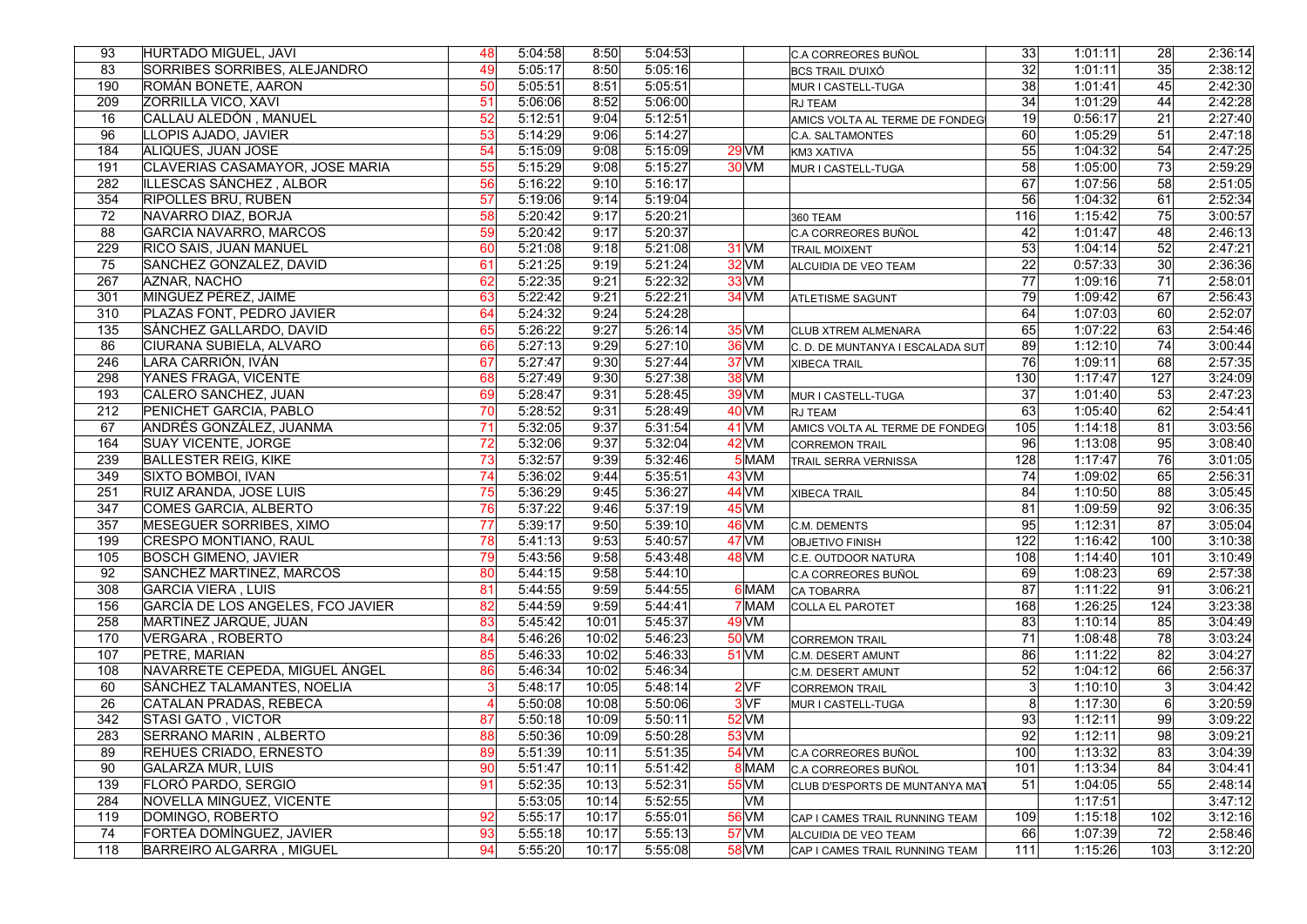| | | | | | | | | | | | | |
|---|---|---|---|---|---|---|---|---|---|---|---|---|
| 93 | HURTADO MIGUEL, JAVI | 48 | 5:04:58 | 8:50 | 5:04:53 | | | C.A CORREORES BUÑOL | 33 | 1:01:11 | 28 | 2:36:14 |
| 83 | SORRIBES SORRIBES, ALEJANDRO | 49 | 5:05:17 | 8:50 | 5:05:16 | | | BCS TRAIL D'UIXÓ | 32 | 1:01:11 | 35 | 2:38:12 |
| 190 | ROMÁN BONETE, AARON | 50 | 5:05:51 | 8:51 | 5:05:51 | | | MUR I CASTELL-TUGA | 38 | 1:01:41 | 45 | 2:42:30 |
| 209 | ZORRILLA VICO, XAVI | 51 | 5:06:06 | 8:52 | 5:06:00 | | | RJ TEAM | 34 | 1:01:29 | 44 | 2:42:28 |
| 16 | CALLAU ALEDÓN , MANUEL | 52 | 5:12:51 | 9:04 | 5:12:51 | | | AMICS VOLTA AL TERME DE FONDEG | 19 | 0:56:17 | 21 | 2:27:40 |
| 96 | LLOPIS AJADO, JAVIER | 53 | 5:14:29 | 9:06 | 5:14:27 | | | C.A. SALTAMONTES | 60 | 1:05:29 | 51 | 2:47:18 |
| 184 | ALIQUES, JUAN JOSE | 54 | 5:15:09 | 9:08 | 5:15:09 | 29 | VM | KM3 XATIVA | 55 | 1:04:32 | 54 | 2:47:25 |
| 191 | CLAVERIAS CASAMAYOR, JOSE MARIA | 55 | 5:15:29 | 9:08 | 5:15:27 | 30 | VM | MUR I CASTELL-TUGA | 58 | 1:05:00 | 73 | 2:59:29 |
| 282 | ILLESCAS SÁNCHEZ , ALBOR | 56 | 5:16:22 | 9:10 | 5:16:17 | | | | 67 | 1:07:56 | 58 | 2:51:05 |
| 354 | RIPOLLES BRU, RUBEN | 57 | 5:19:06 | 9:14 | 5:19:04 | | | | 56 | 1:04:32 | 61 | 2:52:34 |
| 72 | NAVARRO DIAZ, BORJA | 58 | 5:20:42 | 9:17 | 5:20:21 | | | 360 TEAM | 116 | 1:15:42 | 75 | 3:00:57 |
| 88 | GARCIA NAVARRO, MARCOS | 59 | 5:20:42 | 9:17 | 5:20:37 | | | C.A CORREORES BUÑOL | 42 | 1:01:47 | 48 | 2:46:13 |
| 229 | RICO SAIS, JUAN MANUEL | 60 | 5:21:08 | 9:18 | 5:21:08 | 31 | VM | TRAIL MOIXENT | 53 | 1:04:14 | 52 | 2:47:21 |
| 75 | SANCHEZ GONZALEZ, DAVID | 61 | 5:21:25 | 9:19 | 5:21:24 | 32 | VM | ALCUIDIA DE VEO TEAM | 22 | 0:57:33 | 30 | 2:36:36 |
| 267 | AZNAR, NACHO | 62 | 5:22:35 | 9:21 | 5:22:32 | 33 | VM | | 77 | 1:09:16 | 71 | 2:58:01 |
| 301 | MINGUEZ PÉREZ, JAIME | 63 | 5:22:42 | 9:21 | 5:22:21 | 34 | VM | ATLETISME SAGUNT | 79 | 1:09:42 | 67 | 2:56:43 |
| 310 | PLAZAS FONT, PEDRO JAVIER | 64 | 5:24:32 | 9:24 | 5:24:28 | | | | 64 | 1:07:03 | 60 | 2:52:07 |
| 135 | SÁNCHEZ GALLARDO, DAVID | 65 | 5:26:22 | 9:27 | 5:26:14 | 35 | VM | CLUB XTREM ALMENARA | 65 | 1:07:22 | 63 | 2:54:46 |
| 86 | CIURANA SUBIELA, ALVARO | 66 | 5:27:13 | 9:29 | 5:27:10 | 36 | VM | C. D. DE MUNTANYA I ESCALADA SUT | 89 | 1:12:10 | 74 | 3:00:44 |
| 246 | LARA CARRIÓN, IVÁN | 67 | 5:27:47 | 9:30 | 5:27:44 | 37 | VM | XIBECA TRAIL | 76 | 1:09:11 | 68 | 2:57:35 |
| 298 | YANES FRAGA, VICENTE | 68 | 5:27:49 | 9:30 | 5:27:38 | 38 | VM | | 130 | 1:17:47 | 127 | 3:24:09 |
| 193 | CALERO SANCHEZ, JUAN | 69 | 5:28:47 | 9:31 | 5:28:45 | 39 | VM | MUR I CASTELL-TUGA | 37 | 1:01:40 | 53 | 2:47:23 |
| 212 | PENICHET GARCIA, PABLO | 70 | 5:28:52 | 9:31 | 5:28:49 | 40 | VM | RJ TEAM | 63 | 1:05:40 | 62 | 2:54:41 |
| 67 | ANDRÉS GONZÁLEZ, JUANMA | 71 | 5:32:05 | 9:37 | 5:31:54 | 41 | VM | AMICS VOLTA AL TERME DE FONDEG | 105 | 1:14:18 | 81 | 3:03:56 |
| 164 | SUAY VICENTE, JORGE | 72 | 5:32:06 | 9:37 | 5:32:04 | 42 | VM | CORREMON TRAIL | 96 | 1:13:08 | 95 | 3:08:40 |
| 239 | BALLESTER REIG, KIKE | 73 | 5:32:57 | 9:39 | 5:32:46 | 5 | MAM | TRAIL SERRA VERNISSA | 128 | 1:17:47 | 76 | 3:01:05 |
| 349 | SIXTO BOMBOI, IVAN | 74 | 5:36:02 | 9:44 | 5:35:51 | 43 | VM | | 74 | 1:09:02 | 65 | 2:56:31 |
| 251 | RUIZ ARANDA, JOSE LUIS | 75 | 5:36:29 | 9:45 | 5:36:27 | 44 | VM | XIBECA TRAIL | 84 | 1:10:50 | 88 | 3:05:45 |
| 347 | COMES GARCIA, ALBERTO | 76 | 5:37:22 | 9:46 | 5:37:19 | 45 | VM | | 81 | 1:09:59 | 92 | 3:06:35 |
| 357 | MESEGUER SORRIBES, XIMO | 77 | 5:39:17 | 9:50 | 5:39:10 | 46 | VM | C.M. DEMENTS | 95 | 1:12:31 | 87 | 3:05:04 |
| 199 | CRESPO MONTIANO, RAUL | 78 | 5:41:13 | 9:53 | 5:40:57 | 47 | VM | OBJETIVO FINISH | 122 | 1:16:42 | 100 | 3:10:38 |
| 105 | BOSCH GIMENO, JAVIER | 79 | 5:43:56 | 9:58 | 5:43:48 | 48 | VM | C.E. OUTDOOR NATURA | 108 | 1:14:40 | 101 | 3:10:49 |
| 92 | SANCHEZ MARTINEZ, MARCOS | 80 | 5:44:15 | 9:58 | 5:44:10 | | | C.A CORREORES BUÑOL | 69 | 1:08:23 | 69 | 2:57:38 |
| 308 | GARCIA VIERA , LUIS | 81 | 5:44:55 | 9:59 | 5:44:55 | 6 | MAM | CA TOBARRA | 87 | 1:11:22 | 91 | 3:06:21 |
| 156 | GARCÍA DE LOS ANGELES, FCO JAVIER | 82 | 5:44:59 | 9:59 | 5:44:41 | 7 | MAM | COLLA EL PAROTET | 168 | 1:26:25 | 124 | 3:23:38 |
| 258 | MARTINEZ JARQUE, JUAN | 83 | 5:45:42 | 10:01 | 5:45:37 | 49 | VM | | 83 | 1:10:14 | 85 | 3:04:49 |
| 170 | VERGARA , ROBERTO | 84 | 5:46:26 | 10:02 | 5:46:23 | 50 | VM | CORREMON TRAIL | 71 | 1:08:48 | 78 | 3:03:24 |
| 107 | PETRE, MARIAN | 85 | 5:46:33 | 10:02 | 5:46:33 | 51 | VM | C.M. DESERT AMUNT | 86 | 1:11:22 | 82 | 3:04:27 |
| 108 | NAVARRETE CEPEDA, MIGUEL ÁNGEL | 86 | 5:46:34 | 10:02 | 5:46:34 | | | C.M. DESERT AMUNT | 52 | 1:04:12 | 66 | 2:56:37 |
| 60 | SÁNCHEZ TALAMANTES, NOELIA | 3 | 5:48:17 | 10:05 | 5:48:14 | 2 | VF | CORREMON TRAIL | 3 | 1:10:10 | 3 | 3:04:42 |
| 26 | CATALAN PRADAS, REBECA | 4 | 5:50:08 | 10:08 | 5:50:06 | 3 | VF | MUR I CASTELL-TUGA | 8 | 1:17:30 | 6 | 3:20:59 |
| 342 | STASI GATO , VICTOR | 87 | 5:50:18 | 10:09 | 5:50:11 | 52 | VM | | 93 | 1:12:11 | 99 | 3:09:22 |
| 283 | SERRANO MARIN , ALBERTO | 88 | 5:50:36 | 10:09 | 5:50:28 | 53 | VM | | 92 | 1:12:11 | 98 | 3:09:21 |
| 89 | REHUES CRIADO, ERNESTO | 89 | 5:51:39 | 10:11 | 5:51:35 | 54 | VM | C.A CORREORES BUÑOL | 100 | 1:13:32 | 83 | 3:04:39 |
| 90 | GALARZA MUR, LUIS | 90 | 5:51:47 | 10:11 | 5:51:42 | 8 | MAM | C.A CORREORES BUÑOL | 101 | 1:13:34 | 84 | 3:04:41 |
| 139 | FLORÓ PARDO, SERGIO | 91 | 5:52:35 | 10:13 | 5:52:31 | 55 | VM | CLUB D'ESPORTS DE MUNTANYA MAT | 51 | 1:04:05 | 55 | 2:48:14 |
| 284 | NOVELLA MINGUEZ, VICENTE | | 5:53:05 | 10:14 | 5:52:55 | | VM | | | 1:17:51 | | 3:47:12 |
| 119 | DOMINGO, ROBERTO | 92 | 5:55:17 | 10:17 | 5:55:01 | 56 | VM | CAP I CAMES TRAIL RUNNING TEAM | 109 | 1:15:18 | 102 | 3:12:16 |
| 74 | FORTEA DOMÍNGUEZ, JAVIER | 93 | 5:55:18 | 10:17 | 5:55:13 | 57 | VM | ALCUIDIA DE VEO TEAM | 66 | 1:07:39 | 72 | 2:58:46 |
| 118 | BARREIRO ALGARRA , MIGUEL | 94 | 5:55:20 | 10:17 | 5:55:08 | 58 | VM | CAP I CAMES TRAIL RUNNING TEAM | 111 | 1:15:26 | 103 | 3:12:20 |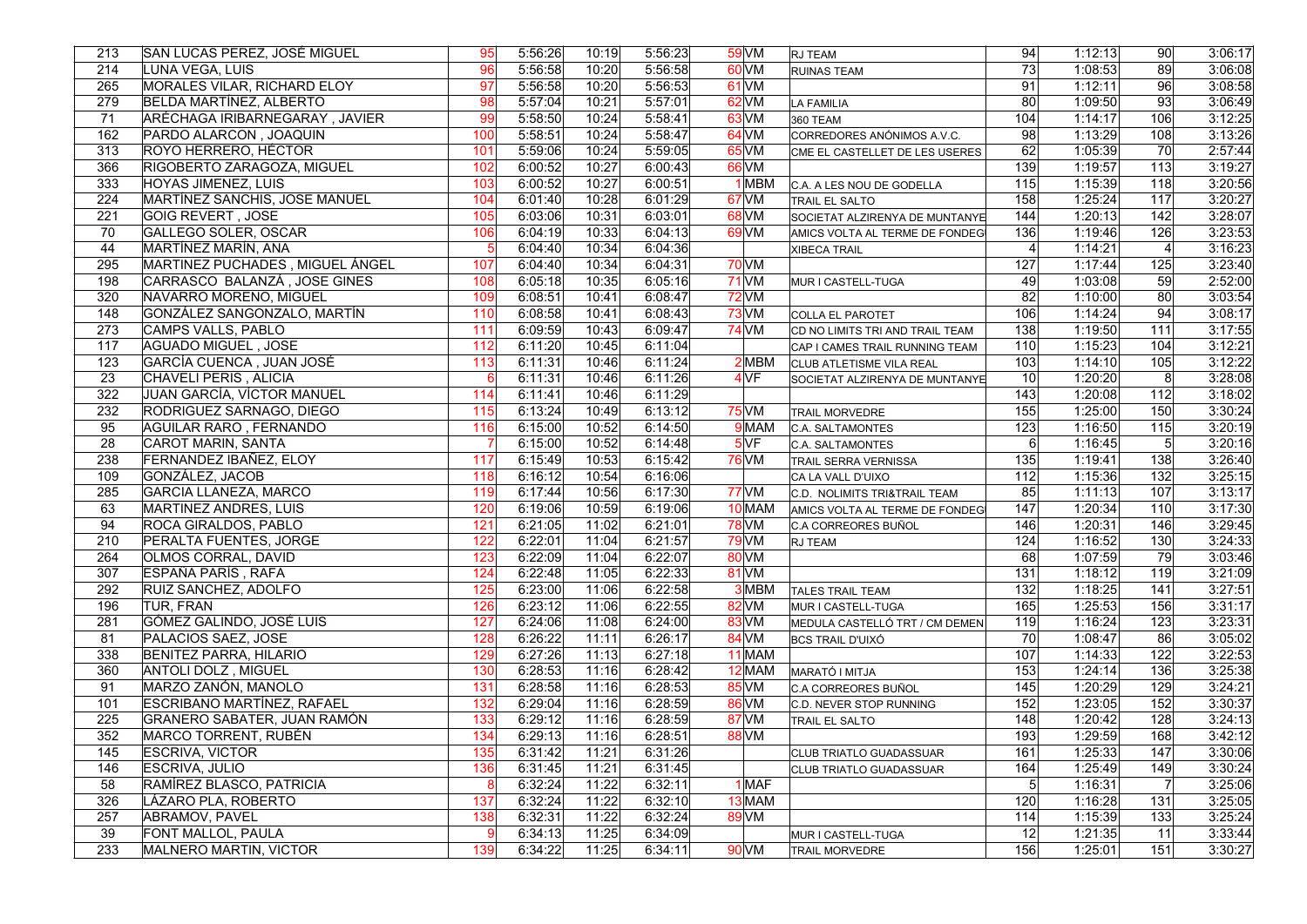| | | | | | | | | | | | | |
|---|---|---|---|---|---|---|---|---|---|---|---|---|
| 213 | SAN LUCAS PEREZ, JOSÉ MIGUEL | 95 | 5:56:26 | 10:19 | 5:56:23 | 59 | VM | RJ TEAM | 94 | 1:12:13 | 90 | 3:06:17 |
| 214 | LUNA VEGA, LUIS | 96 | 5:56:58 | 10:20 | 5:56:58 | 60 | VM | RUINAS TEAM | 73 | 1:08:53 | 89 | 3:06:08 |
| 265 | MORALES VILAR, RICHARD ELOY | 97 | 5:56:58 | 10:20 | 5:56:53 | 61 | VM | | 91 | 1:12:11 | 96 | 3:08:58 |
| 279 | BELDA MARTÍNEZ, ALBERTO | 98 | 5:57:04 | 10:21 | 5:57:01 | 62 | VM | LA FAMILIA | 80 | 1:09:50 | 93 | 3:06:49 |
| 71 | ARÉCHAGA IRIBARNEGARAY , JAVIER | 99 | 5:58:50 | 10:24 | 5:58:41 | 63 | VM | 360 TEAM | 104 | 1:14:17 | 106 | 3:12:25 |
| 162 | PARDO ALARCON , JOAQUIN | 100 | 5:58:51 | 10:24 | 5:58:47 | 64 | VM | CORREDORES ANÓNIMOS A.V.C. | 98 | 1:13:29 | 108 | 3:13:26 |
| 313 | ROYO HERRERO, HÉCTOR | 101 | 5:59:06 | 10:24 | 5:59:05 | 65 | VM | CME EL CASTELLET DE LES USERES | 62 | 1:05:39 | 70 | 2:57:44 |
| 366 | RIGOBERTO ZARAGOZA, MIGUEL | 102 | 6:00:52 | 10:27 | 6:00:43 | 66 | VM | | 139 | 1:19:57 | 113 | 3:19:27 |
| 333 | HOYAS JIMENEZ, LUIS | 103 | 6:00:52 | 10:27 | 6:00:51 | 1 | MBM | C.A. A LES NOU DE GODELLA | 115 | 1:15:39 | 118 | 3:20:56 |
| 224 | MARTÍNEZ SANCHIS, JOSE MANUEL | 104 | 6:01:40 | 10:28 | 6:01:29 | 67 | VM | TRAIL EL SALTO | 158 | 1:25:24 | 117 | 3:20:27 |
| 221 | GOIG REVERT , JOSE | 105 | 6:03:06 | 10:31 | 6:03:01 | 68 | VM | SOCIETAT ALZIRENYA DE MUNTANYE | 144 | 1:20:13 | 142 | 3:28:07 |
| 70 | GALLEGO SOLER, OSCAR | 106 | 6:04:19 | 10:33 | 6:04:13 | 69 | VM | AMICS VOLTA AL TERME DE FONDEG | 136 | 1:19:46 | 126 | 3:23:53 |
| 44 | MARTÍNEZ MARÍN, ANA | 5 | 6:04:40 | 10:34 | 6:04:36 | | | XIBECA TRAIL | 4 | 1:14:21 | 4 | 3:16:23 |
| 295 | MARTINEZ PUCHADES , MIGUEL ÁNGEL | 107 | 6:04:40 | 10:34 | 6:04:31 | 70 | VM | | 127 | 1:17:44 | 125 | 3:23:40 |
| 198 | CARRASCO BALANZÁ , JOSE GINES | 108 | 6:05:18 | 10:35 | 6:05:16 | 71 | VM | MUR I CASTELL-TUGA | 49 | 1:03:08 | 59 | 2:52:00 |
| 320 | NAVARRO MORENO, MIGUEL | 109 | 6:08:51 | 10:41 | 6:08:47 | 72 | VM | | 82 | 1:10:00 | 80 | 3:03:54 |
| 148 | GONZÁLEZ SANGONZALO, MARTÍN | 110 | 6:08:58 | 10:41 | 6:08:43 | 73 | VM | COLLA EL PAROTET | 106 | 1:14:24 | 94 | 3:08:17 |
| 273 | CAMPS VALLS, PABLO | 111 | 6:09:59 | 10:43 | 6:09:47 | 74 | VM | CD NO LIMITS TRI AND TRAIL TEAM | 138 | 1:19:50 | 111 | 3:17:55 |
| 117 | AGUADO MIGUEL , JOSE | 112 | 6:11:20 | 10:45 | 6:11:04 | | | CAP I CAMES TRAIL RUNNING TEAM | 110 | 1:15:23 | 104 | 3:12:21 |
| 123 | GARCÍA CUENCA , JUAN JOSÉ | 113 | 6:11:31 | 10:46 | 6:11:24 | 2 | MBM | CLUB ATLETISME VILA REAL | 103 | 1:14:10 | 105 | 3:12:22 |
| 23 | CHAVELI PERIS , ALICIA | 6 | 6:11:31 | 10:46 | 6:11:26 | 4 | VF | SOCIETAT ALZIRENYA DE MUNTANYE | 10 | 1:20:20 | 8 | 3:28:08 |
| 322 | JUAN GARCÍA, VÍCTOR MANUEL | 114 | 6:11:41 | 10:46 | 6:11:29 | | | | 143 | 1:20:08 | 112 | 3:18:02 |
| 232 | RODRIGUEZ SARNAGO, DIEGO | 115 | 6:13:24 | 10:49 | 6:13:12 | 75 | VM | TRAIL MORVEDRE | 155 | 1:25:00 | 150 | 3:30:24 |
| 95 | AGUILAR RARO , FERNANDO | 116 | 6:15:00 | 10:52 | 6:14:50 | 9 | MAM | C.A. SALTAMONTES | 123 | 1:16:50 | 115 | 3:20:19 |
| 28 | CAROT MARIN, SANTA | 7 | 6:15:00 | 10:52 | 6:14:48 | 5 | VF | C.A. SALTAMONTES | 6 | 1:16:45 | 5 | 3:20:16 |
| 238 | FERNANDEZ IBAÑEZ, ELOY | 117 | 6:15:49 | 10:53 | 6:15:42 | 76 | VM | TRAIL SERRA VERNISSA | 135 | 1:19:41 | 138 | 3:26:40 |
| 109 | GONZÁLEZ, JACOB | 118 | 6:16:12 | 10:54 | 6:16:06 | | | CA LA VALL D'UIXO | 112 | 1:15:36 | 132 | 3:25:15 |
| 285 | GARCIA LLANEZA, MARCO | 119 | 6:17:44 | 10:56 | 6:17:30 | 77 | VM | C.D. NOLIMITS TRI&TRAIL TEAM | 85 | 1:11:13 | 107 | 3:13:17 |
| 63 | MARTINEZ ANDRES, LUIS | 120 | 6:19:06 | 10:59 | 6:19:06 | 10 | MAM | AMICS VOLTA AL TERME DE FONDEG | 147 | 1:20:34 | 110 | 3:17:30 |
| 94 | ROCA GIRALDOS, PABLO | 121 | 6:21:05 | 11:02 | 6:21:01 | 78 | VM | C.A CORREORES BUÑOL | 146 | 1:20:31 | 146 | 3:29:45 |
| 210 | PERALTA FUENTES, JORGE | 122 | 6:22:01 | 11:04 | 6:21:57 | 79 | VM | RJ TEAM | 124 | 1:16:52 | 130 | 3:24:33 |
| 264 | OLMOS CORRAL, DAVID | 123 | 6:22:09 | 11:04 | 6:22:07 | 80 | VM | | 68 | 1:07:59 | 79 | 3:03:46 |
| 307 | ESPAÑA PARÍS , RAFA | 124 | 6:22:48 | 11:05 | 6:22:33 | 81 | VM | | 131 | 1:18:12 | 119 | 3:21:09 |
| 292 | RUIZ SANCHEZ, ADOLFO | 125 | 6:23:00 | 11:06 | 6:22:58 | 3 | MBM | TALES TRAIL TEAM | 132 | 1:18:25 | 141 | 3:27:51 |
| 196 | TUR, FRAN | 126 | 6:23:12 | 11:06 | 6:22:55 | 82 | VM | MUR I CASTELL-TUGA | 165 | 1:25:53 | 156 | 3:31:17 |
| 281 | GÓMEZ GALINDO, JOSÉ LUIS | 127 | 6:24:06 | 11:08 | 6:24:00 | 83 | VM | MEDULA CASTELLÓ TRT / CM DEMEN | 119 | 1:16:24 | 123 | 3:23:31 |
| 81 | PALACIOS SAEZ, JOSE | 128 | 6:26:22 | 11:11 | 6:26:17 | 84 | VM | BCS TRAIL D'UIXÓ | 70 | 1:08:47 | 86 | 3:05:02 |
| 338 | BENITEZ PARRA, HILARIO | 129 | 6:27:26 | 11:13 | 6:27:18 | 11 | MAM | | 107 | 1:14:33 | 122 | 3:22:53 |
| 360 | ANTOLI DOLZ , MIGUEL | 130 | 6:28:53 | 11:16 | 6:28:42 | 12 | MAM | MARATÓ I MITJA | 153 | 1:24:14 | 136 | 3:25:38 |
| 91 | MARZO ZANÓN, MANOLO | 131 | 6:28:58 | 11:16 | 6:28:53 | 85 | VM | C.A CORREORES BUÑOL | 145 | 1:20:29 | 129 | 3:24:21 |
| 101 | ESCRIBANO MARTÍNEZ, RAFAEL | 132 | 6:29:04 | 11:16 | 6:28:59 | 86 | VM | C.D. NEVER STOP RUNNING | 152 | 1:23:05 | 152 | 3:30:37 |
| 225 | GRANERO SABATER, JUAN RAMÓN | 133 | 6:29:12 | 11:16 | 6:28:59 | 87 | VM | TRAIL EL SALTO | 148 | 1:20:42 | 128 | 3:24:13 |
| 352 | MARCO TORRENT, RUBÉN | 134 | 6:29:13 | 11:16 | 6:28:51 | 88 | VM | | 193 | 1:29:59 | 168 | 3:42:12 |
| 145 | ESCRIVA, VICTOR | 135 | 6:31:42 | 11:21 | 6:31:26 | | | CLUB TRIATLO GUADASSUAR | 161 | 1:25:33 | 147 | 3:30:06 |
| 146 | ESCRIVA, JULIO | 136 | 6:31:45 | 11:21 | 6:31:45 | | | CLUB TRIATLO GUADASSUAR | 164 | 1:25:49 | 149 | 3:30:24 |
| 58 | RAMÍREZ BLASCO, PATRICIA | 8 | 6:32:24 | 11:22 | 6:32:11 | 1 | MAF | | 5 | 1:16:31 | 7 | 3:25:06 |
| 326 | LÁZARO PLA, ROBERTO | 137 | 6:32:24 | 11:22 | 6:32:10 | 13 | MAM | | 120 | 1:16:28 | 131 | 3:25:05 |
| 257 | ABRAMOV, PAVEL | 138 | 6:32:31 | 11:22 | 6:32:24 | 89 | VM | | 114 | 1:15:39 | 133 | 3:25:24 |
| 39 | FONT MALLOL, PAULA | 9 | 6:34:13 | 11:25 | 6:34:09 | | | MUR I CASTELL-TUGA | 12 | 1:21:35 | 11 | 3:33:44 |
| 233 | MALNERO MARTIN, VICTOR | 139 | 6:34:22 | 11:25 | 6:34:11 | 90 | VM | TRAIL MORVEDRE | 156 | 1:25:01 | 151 | 3:30:27 |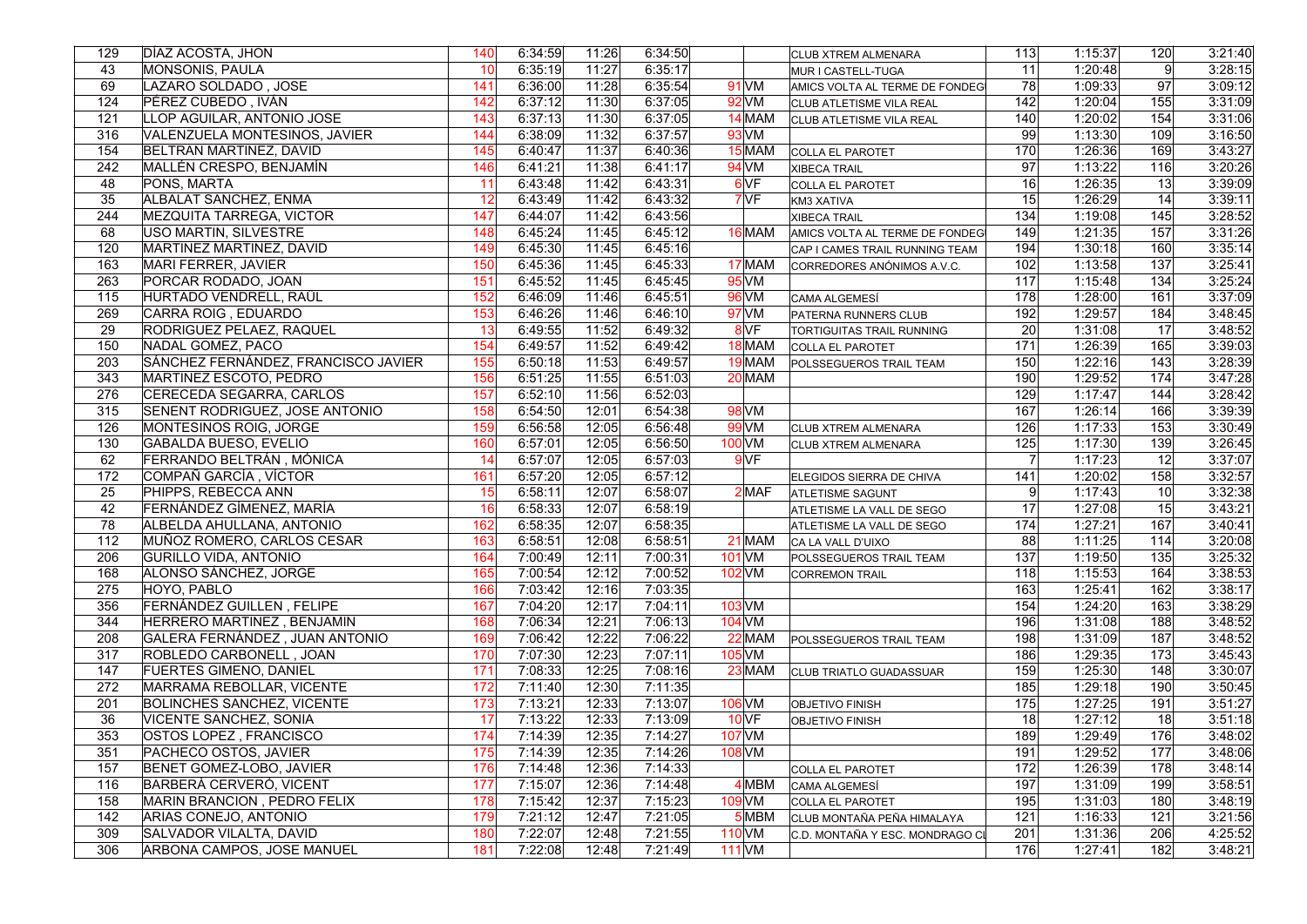| | | | | | | | | | | | | | |
|---|---|---|---|---|---|---|---|---|---|---|---|---|---|
| 129 | DÍAZ ACOSTA, JHON | 140 | 6:34:59 | 11:26 | 6:34:50 | | | CLUB XTREM ALMENARA | 113 | 1:15:37 | 120 | 3:21:40 |
| 43 | MONSONIS, PAULA | 10 | 6:35:19 | 11:27 | 6:35:17 | | | MUR I CASTELL-TUGA | 11 | 1:20:48 | 9 | 3:28:15 |
| 69 | LAZARO SOLDADO , JOSE | 141 | 6:36:00 | 11:28 | 6:35:54 | 91 | VM | AMICS VOLTA AL TERME DE FONDEG | 78 | 1:09:33 | 97 | 3:09:12 |
| 124 | PÉREZ CUBEDO , IVÁN | 142 | 6:37:12 | 11:30 | 6:37:05 | 92 | VM | CLUB ATLETISME VILA REAL | 142 | 1:20:04 | 155 | 3:31:09 |
| 121 | LLOP AGUILAR, ANTONIO JOSE | 143 | 6:37:13 | 11:30 | 6:37:05 | 14 | MAM | CLUB ATLETISME VILA REAL | 140 | 1:20:02 | 154 | 3:31:06 |
| 316 | VALENZUELA MONTESINOS, JAVIER | 144 | 6:38:09 | 11:32 | 6:37:57 | 93 | VM | | 99 | 1:13:30 | 109 | 3:16:50 |
| 154 | BELTRAN MARTINEZ, DAVID | 145 | 6:40:47 | 11:37 | 6:40:36 | 15 | MAM | COLLA EL PAROTET | 170 | 1:26:36 | 169 | 3:43:27 |
| 242 | MALLÉN CRESPO, BENJAMÍN | 146 | 6:41:21 | 11:38 | 6:41:17 | 94 | VM | XIBECA TRAIL | 97 | 1:13:22 | 116 | 3:20:26 |
| 48 | PONS, MARTA | 11 | 6:43:48 | 11:42 | 6:43:31 | 6 | VF | COLLA EL PAROTET | 16 | 1:26:35 | 13 | 3:39:09 |
| 35 | ALBALAT SANCHEZ, ENMA | 12 | 6:43:49 | 11:42 | 6:43:32 | 7 | VF | KM3 XATIVA | 15 | 1:26:29 | 14 | 3:39:11 |
| 244 | MEZQUITA TARREGA, VICTOR | 147 | 6:44:07 | 11:42 | 6:43:56 | | | XIBECA TRAIL | 134 | 1:19:08 | 145 | 3:28:52 |
| 68 | USO MARTIN, SILVESTRE | 148 | 6:45:24 | 11:45 | 6:45:12 | 16 | MAM | AMICS VOLTA AL TERME DE FONDEG | 149 | 1:21:35 | 157 | 3:31:26 |
| 120 | MARTINEZ MARTINEZ, DAVID | 149 | 6:45:30 | 11:45 | 6:45:16 | | | CAP I CAMES TRAIL RUNNING TEAM | 194 | 1:30:18 | 160 | 3:35:14 |
| 163 | MARI FERRER, JAVIER | 150 | 6:45:36 | 11:45 | 6:45:33 | 17 | MAM | CORREDORES ANÓNIMOS A.V.C. | 102 | 1:13:58 | 137 | 3:25:41 |
| 263 | PORCAR RODADO, JOAN | 151 | 6:45:52 | 11:45 | 6:45:45 | 95 | VM | | 117 | 1:15:48 | 134 | 3:25:24 |
| 115 | HURTADO VENDRELL, RAÜL | 152 | 6:46:09 | 11:46 | 6:45:51 | 96 | VM | CAMA ALGEMESÍ | 178 | 1:28:00 | 161 | 3:37:09 |
| 269 | CARRA ROIG , EDUARDO | 153 | 6:46:26 | 11:46 | 6:46:10 | 97 | VM | PATERNA RUNNERS CLUB | 192 | 1:29:57 | 184 | 3:48:45 |
| 29 | RODRIGUEZ PELAEZ, RAQUEL | 13 | 6:49:55 | 11:52 | 6:49:32 | 8 | VF | TORTIGUITAS TRAIL RUNNING | 20 | 1:31:08 | 17 | 3:48:52 |
| 150 | NADAL GOMEZ, PACO | 154 | 6:49:57 | 11:52 | 6:49:42 | 18 | MAM | COLLA EL PAROTET | 171 | 1:26:39 | 165 | 3:39:03 |
| 203 | SÁNCHEZ FERNÁNDEZ, FRANCISCO JAVIER | 155 | 6:50:18 | 11:53 | 6:49:57 | 19 | MAM | POLSSEGUEROS TRAIL TEAM | 150 | 1:22:16 | 143 | 3:28:39 |
| 343 | MARTINEZ ESCOTO, PEDRO | 156 | 6:51:25 | 11:55 | 6:51:03 | 20 | MAM | | 190 | 1:29:52 | 174 | 3:47:28 |
| 276 | CERECEDA SEGARRA, CARLOS | 157 | 6:52:10 | 11:56 | 6:52:03 | | | | 129 | 1:17:47 | 144 | 3:28:42 |
| 315 | SENENT RODRIGUEZ, JOSE ANTONIO | 158 | 6:54:50 | 12:01 | 6:54:38 | 98 | VM | | 167 | 1:26:14 | 166 | 3:39:39 |
| 126 | MONTESINOS ROIG, JORGE | 159 | 6:56:58 | 12:05 | 6:56:48 | 99 | VM | CLUB XTREM ALMENARA | 126 | 1:17:33 | 153 | 3:30:49 |
| 130 | GABALDA BUESO, EVELIO | 160 | 6:57:01 | 12:05 | 6:56:50 | 100 | VM | CLUB XTREM ALMENARA | 125 | 1:17:30 | 139 | 3:26:45 |
| 62 | FERRANDO BELTRÁN , MÓNICA | 14 | 6:57:07 | 12:05 | 6:57:03 | 9 | VF | | 7 | 1:17:23 | 12 | 3:37:07 |
| 172 | COMPAÑ GARCÍA , VÍCTOR | 161 | 6:57:20 | 12:05 | 6:57:12 | | | ELEGIDOS SIERRA DE CHIVA | 141 | 1:20:02 | 158 | 3:32:57 |
| 25 | PHIPPS, REBECCA ANN | 15 | 6:58:11 | 12:07 | 6:58:07 | 2 | MAF | ATLETISME SAGUNT | 9 | 1:17:43 | 10 | 3:32:38 |
| 42 | FERNÁNDEZ GÍMENEZ, MARÍA | 16 | 6:58:33 | 12:07 | 6:58:19 | | | ATLETISME LA VALL DE SEGO | 17 | 1:27:08 | 15 | 3:43:21 |
| 78 | ALBELDA AHULLANA, ANTONIO | 162 | 6:58:35 | 12:07 | 6:58:35 | | | ATLETISME LA VALL DE SEGO | 174 | 1:27:21 | 167 | 3:40:41 |
| 112 | MUÑOZ ROMERO, CARLOS CESAR | 163 | 6:58:51 | 12:08 | 6:58:51 | 21 | MAM | CA LA VALL D'UIXO | 88 | 1:11:25 | 114 | 3:20:08 |
| 206 | GURILLO VIDA, ANTONIO | 164 | 7:00:49 | 12:11 | 7:00:31 | 101 | VM | POLSSEGUEROS TRAIL TEAM | 137 | 1:19:50 | 135 | 3:25:32 |
| 168 | ALONSO SÁNCHEZ, JORGE | 165 | 7:00:54 | 12:12 | 7:00:52 | 102 | VM | CORREMON TRAIL | 118 | 1:15:53 | 164 | 3:38:53 |
| 275 | HOYO, PABLO | 166 | 7:03:42 | 12:16 | 7:03:35 | | | | 163 | 1:25:41 | 162 | 3:38:17 |
| 356 | FERNÁNDEZ GUILLEN , FELIPE | 167 | 7:04:20 | 12:17 | 7:04:11 | 103 | VM | | 154 | 1:24:20 | 163 | 3:38:29 |
| 344 | HERRERO MARTINEZ , BENJAMIN | 168 | 7:06:34 | 12:21 | 7:06:13 | 104 | VM | | 196 | 1:31:08 | 188 | 3:48:52 |
| 208 | GALERA FERNÁNDEZ , JUAN ANTONIO | 169 | 7:06:42 | 12:22 | 7:06:22 | 22 | MAM | POLSSEGUEROS TRAIL TEAM | 198 | 1:31:09 | 187 | 3:48:52 |
| 317 | ROBLEDO CARBONELL , JOAN | 170 | 7:07:30 | 12:23 | 7:07:11 | 105 | VM | | 186 | 1:29:35 | 173 | 3:45:43 |
| 147 | FUERTES GIMENO, DANIEL | 171 | 7:08:33 | 12:25 | 7:08:16 | 23 | MAM | CLUB TRIATLO GUADASSUAR | 159 | 1:25:30 | 148 | 3:30:07 |
| 272 | MARRAMA REBOLLAR, VICENTE | 172 | 7:11:40 | 12:30 | 7:11:35 | | | | 185 | 1:29:18 | 190 | 3:50:45 |
| 201 | BOLINCHES SANCHEZ, VICENTE | 173 | 7:13:21 | 12:33 | 7:13:07 | 106 | VM | OBJETIVO FINISH | 175 | 1:27:25 | 191 | 3:51:27 |
| 36 | VICENTE SANCHEZ, SONIA | 17 | 7:13:22 | 12:33 | 7:13:09 | 10 | VF | OBJETIVO FINISH | 18 | 1:27:12 | 18 | 3:51:18 |
| 353 | OSTOS LOPEZ , FRANCISCO | 174 | 7:14:39 | 12:35 | 7:14:27 | 107 | VM | | 189 | 1:29:49 | 176 | 3:48:02 |
| 351 | PACHECO OSTOS, JAVIER | 175 | 7:14:39 | 12:35 | 7:14:26 | 108 | VM | | 191 | 1:29:52 | 177 | 3:48:06 |
| 157 | BENET GOMEZ-LOBO, JAVIER | 176 | 7:14:48 | 12:36 | 7:14:33 | | | COLLA EL PAROTET | 172 | 1:26:39 | 178 | 3:48:14 |
| 116 | BARBERÁ CERVERÓ, VICENT | 177 | 7:15:07 | 12:36 | 7:14:48 | 4 | MBM | CAMA ALGEMESÍ | 197 | 1:31:09 | 199 | 3:58:51 |
| 158 | MARIN BRANCION , PEDRO FELIX | 178 | 7:15:42 | 12:37 | 7:15:23 | 109 | VM | COLLA EL PAROTET | 195 | 1:31:03 | 180 | 3:48:19 |
| 142 | ARIAS CONEJO, ANTONIO | 179 | 7:21:12 | 12:47 | 7:21:05 | 5 | MBM | CLUB MONTAÑA PEÑA HIMALAYA | 121 | 1:16:33 | 121 | 3:21:56 |
| 309 | SALVADOR VILALTA, DAVID | 180 | 7:22:07 | 12:48 | 7:21:55 | 110 | VM | C.D. MONTAÑA Y ESC. MONDRAGO CI | 201 | 1:31:36 | 206 | 4:25:52 |
| 306 | ARBONA CAMPOS, JOSE MANUEL | 181 | 7:22:08 | 12:48 | 7:21:49 | 111 | VM | | 176 | 1:27:41 | 182 | 3:48:21 |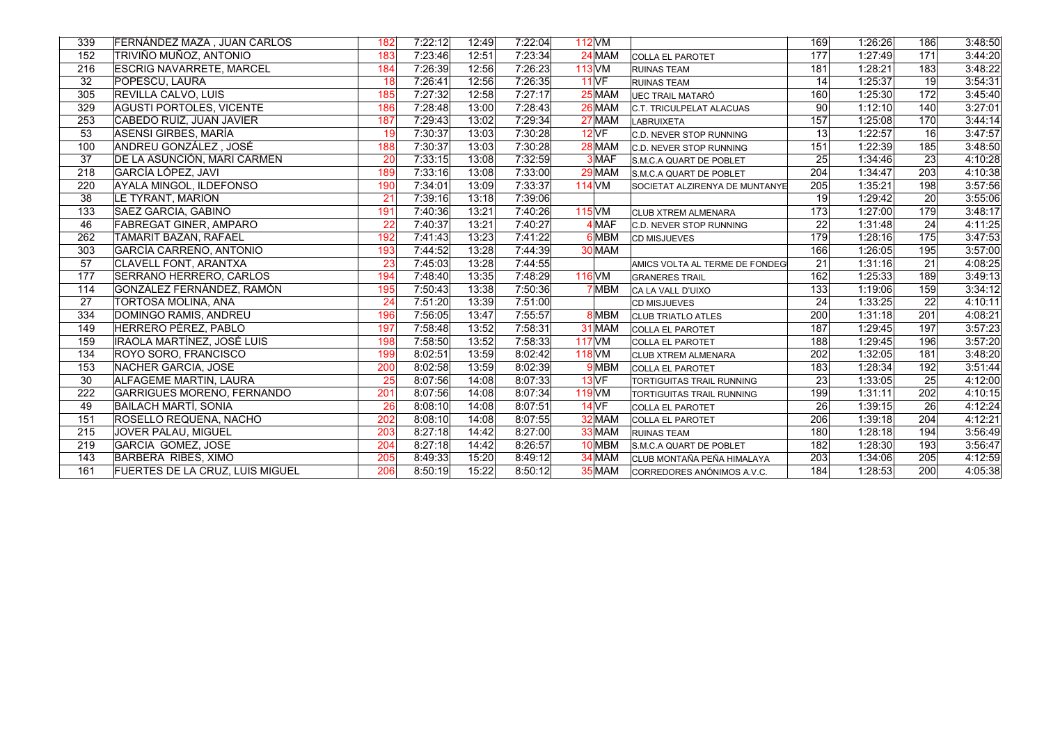| | | | | | | | | | | | | | |
|---|---|---|---|---|---|---|---|---|---|---|---|---|---|
| 339 | FERNÁNDEZ MAZA , JUAN CARLOS | 182 | 7:22:12 | 12:49 | 7:22:04 | 112 | VM | | 169 | 1:26:26 | 186 | 3:48:50 |
| 152 | TRIVIÑO MUÑOZ, ANTONIO | 183 | 7:23:46 | 12:51 | 7:23:34 | 24 | MAM | COLLA EL PAROTET | 177 | 1:27:49 | 171 | 3:44:20 |
| 216 | ESCRIG NAVARRETE, MARCEL | 184 | 7:26:39 | 12:56 | 7:26:23 | 113 | VM | RUINAS TEAM | 181 | 1:28:21 | 183 | 3:48:22 |
| 32 | POPESCU, LAURA | 18 | 7:26:41 | 12:56 | 7:26:35 | 11 | VF | RUINAS TEAM | 14 | 1:25:37 | 19 | 3:54:31 |
| 305 | REVILLA CALVO, LUIS | 185 | 7:27:32 | 12:58 | 7:27:17 | 25 | MAM | UEC TRAIL MATARÓ | 160 | 1:25:30 | 172 | 3:45:40 |
| 329 | AGUSTI PORTOLES, VICENTE | 186 | 7:28:48 | 13:00 | 7:28:43 | 26 | MAM | C.T. TRICULPELAT ALACUAS | 90 | 1:12:10 | 140 | 3:27:01 |
| 253 | CABEDO RUIZ, JUAN JAVIER | 187 | 7:29:43 | 13:02 | 7:29:34 | 27 | MAM | LABRUIXETA | 157 | 1:25:08 | 170 | 3:44:14 |
| 53 | ASENSI GIRBES, MARÍA | 19 | 7:30:37 | 13:03 | 7:30:28 | 12 | VF | C.D. NEVER STOP RUNNING | 13 | 1:22:57 | 16 | 3:47:57 |
| 100 | ANDREU GONZÁLEZ , JOSÉ | 188 | 7:30:37 | 13:03 | 7:30:28 | 28 | MAM | C.D. NEVER STOP RUNNING | 151 | 1:22:39 | 185 | 3:48:50 |
| 37 | DE LA ASUNCIÓN, MARI CARMEN | 20 | 7:33:15 | 13:08 | 7:32:59 | 3 | MAF | S.M.C.A QUART DE POBLET | 25 | 1:34:46 | 23 | 4:10:28 |
| 218 | GARCÍA LÓPEZ, JAVI | 189 | 7:33:16 | 13:08 | 7:33:00 | 29 | MAM | S.M.C.A QUART DE POBLET | 204 | 1:34:47 | 203 | 4:10:38 |
| 220 | AYALA MINGOL, ILDEFONSO | 190 | 7:34:01 | 13:09 | 7:33:37 | 114 | VM | SOCIETAT ALZIRENYA DE MUNTANYE | 205 | 1:35:21 | 198 | 3:57:56 |
| 38 | LE TYRANT, MARION | 21 | 7:39:16 | 13:18 | 7:39:06 | | | | 19 | 1:29:42 | 20 | 3:55:06 |
| 133 | SAEZ GARCIA, GABINO | 191 | 7:40:36 | 13:21 | 7:40:26 | 115 | VM | CLUB XTREM ALMENARA | 173 | 1:27:00 | 179 | 3:48:17 |
| 46 | FABREGAT GINER, AMPARO | 22 | 7:40:37 | 13:21 | 7:40:27 | 4 | MAF | C.D. NEVER STOP RUNNING | 22 | 1:31:48 | 24 | 4:11:25 |
| 262 | TAMARIT BAZAN, RAFAEL | 192 | 7:41:43 | 13:23 | 7:41:22 | 6 | MBM | CD MISJUEVES | 179 | 1:28:16 | 175 | 3:47:53 |
| 303 | GARCÍA CARREÑO, ANTONIO | 193 | 7:44:52 | 13:28 | 7:44:39 | 30 | MAM | | 166 | 1:26:05 | 195 | 3:57:00 |
| 57 | CLAVELL FONT, ARANTXA | 23 | 7:45:03 | 13:28 | 7:44:55 | | | AMICS VOLTA AL TERME DE FONDEG | 21 | 1:31:16 | 21 | 4:08:25 |
| 177 | SERRANO HERRERO, CARLOS | 194 | 7:48:40 | 13:35 | 7:48:29 | 116 | VM | GRANERES TRAIL | 162 | 1:25:33 | 189 | 3:49:13 |
| 114 | GONZÁLEZ FERNÁNDEZ, RAMÓN | 195 | 7:50:43 | 13:38 | 7:50:36 | 7 | MBM | CA LA VALL D'UIXO | 133 | 1:19:06 | 159 | 3:34:12 |
| 27 | TORTOSA MOLINA, ANA | 24 | 7:51:20 | 13:39 | 7:51:00 | | | CD MISJUEVES | 24 | 1:33:25 | 22 | 4:10:11 |
| 334 | DOMINGO RAMIS, ANDREU | 196 | 7:56:05 | 13:47 | 7:55:57 | 8 | MBM | CLUB TRIATLO ATLES | 200 | 1:31:18 | 201 | 4:08:21 |
| 149 | HERRERO PÉREZ, PABLO | 197 | 7:58:48 | 13:52 | 7:58:31 | 31 | MAM | COLLA EL PAROTET | 187 | 1:29:45 | 197 | 3:57:23 |
| 159 | IRAOLA MARTÍNEZ, JOSÉ LUIS | 198 | 7:58:50 | 13:52 | 7:58:33 | 117 | VM | COLLA EL PAROTET | 188 | 1:29:45 | 196 | 3:57:20 |
| 134 | ROYO SORO, FRANCISCO | 199 | 8:02:51 | 13:59 | 8:02:42 | 118 | VM | CLUB XTREM ALMENARA | 202 | 1:32:05 | 181 | 3:48:20 |
| 153 | NACHER GARCIA, JOSE | 200 | 8:02:58 | 13:59 | 8:02:39 | 9 | MBM | COLLA EL PAROTET | 183 | 1:28:34 | 192 | 3:51:44 |
| 30 | ALFAGEME MARTIN, LAURA | 25 | 8:07:56 | 14:08 | 8:07:33 | 13 | VF | TORTIGUITAS TRAIL RUNNING | 23 | 1:33:05 | 25 | 4:12:00 |
| 222 | GARRIGUES MORENO, FERNANDO | 201 | 8:07:56 | 14:08 | 8:07:34 | 119 | VM | TORTIGUITAS TRAIL RUNNING | 199 | 1:31:11 | 202 | 4:10:15 |
| 49 | BAILACH MARTÍ, SONIA | 26 | 8:08:10 | 14:08 | 8:07:51 | 14 | VF | COLLA EL PAROTET | 26 | 1:39:15 | 26 | 4:12:24 |
| 151 | ROSELLO REQUENA, NACHO | 202 | 8:08:10 | 14:08 | 8:07:55 | 32 | MAM | COLLA EL PAROTET | 206 | 1:39:18 | 204 | 4:12:21 |
| 215 | JOVER PALAU, MIGUEL | 203 | 8:27:18 | 14:42 | 8:27:00 | 33 | MAM | RUINAS TEAM | 180 | 1:28:18 | 194 | 3:56:49 |
| 219 | GARCIA GOMEZ, JOSE | 204 | 8:27:18 | 14:42 | 8:26:57 | 10 | MBM | S.M.C.A QUART DE POBLET | 182 | 1:28:30 | 193 | 3:56:47 |
| 143 | BARBERA RIBES, XIMO | 205 | 8:49:33 | 15:20 | 8:49:12 | 34 | MAM | CLUB MONTAÑA PEÑA HIMALAYA | 203 | 1:34:06 | 205 | 4:12:59 |
| 161 | FUERTES DE LA CRUZ, LUIS MIGUEL | 206 | 8:50:19 | 15:22 | 8:50:12 | 35 | MAM | CORREDORES ANÓNIMOS A.V.C. | 184 | 1:28:53 | 200 | 4:05:38 |